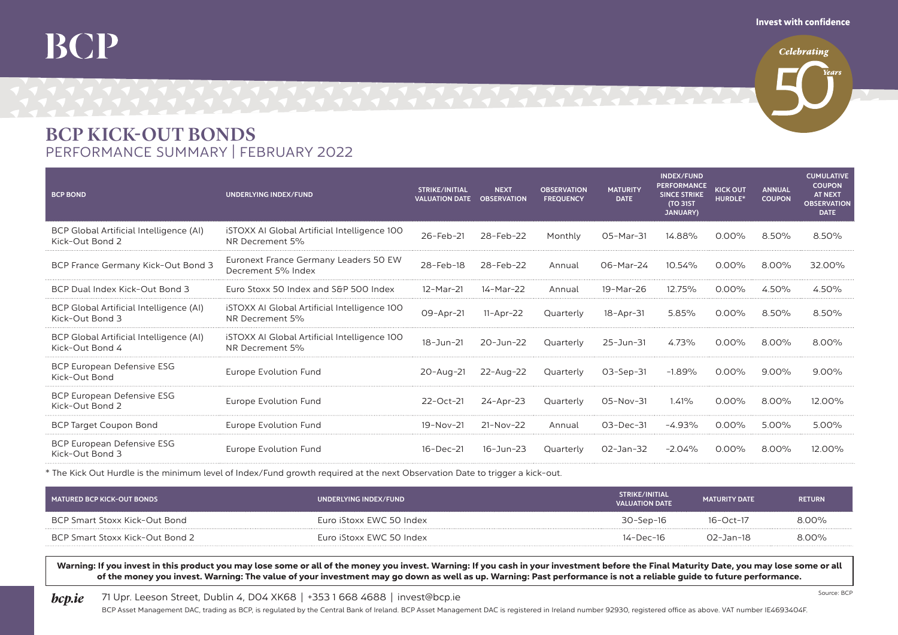BCP

Invest with confidence

Celebrating 50 Years

# BCP KICK-OUT BONDS

## PERFORMANCE SUMMARY | FEBRUARY 2022

| BCP BOND | UNDERLYING INDEX/FUND | STRIKE/INITIAL VALUATION DATE | NEXT OBSERVATION | OBSERVATION FREQUENCY | MATURITY DATE | INDEX/FUND PERFORMANCE SINCE STRIKE (TO 31ST JANUARY) | KICK OUT HURDLE* | ANNUAL COUPON | CUMULATIVE COUPON AT NEXT OBSERVATION DATE |
|---|---|---|---|---|---|---|---|---|---|
| BCP Global Artificial Intelligence (AI) Kick-Out Bond 2 | iSTOXX AI Global Artificial Intelligence 100 NR Decrement 5% | 26-Feb-21 | 28-Feb-22 | Monthly | 05-Mar-31 | 14.88% | 0.00% | 8.50% | 8.50% |
| BCP France Germany Kick-Out Bond 3 | Euronext France Germany Leaders 50 EW Decrement 5% Index | 28-Feb-18 | 28-Feb-22 | Annual | 06-Mar-24 | 10.54% | 0.00% | 8.00% | 32.00% |
| BCP Dual Index Kick-Out Bond 3 | Euro Stoxx 50 Index and S&P 500 Index | 12-Mar-21 | 14-Mar-22 | Annual | 19-Mar-26 | 12.75% | 0.00% | 4.50% | 4.50% |
| BCP Global Artificial Intelligence (AI) Kick-Out Bond 3 | iSTOXX AI Global Artificial Intelligence 100 NR Decrement 5% | 09-Apr-21 | 11-Apr-22 | Quarterly | 18-Apr-31 | 5.85% | 0.00% | 8.50% | 8.50% |
| BCP Global Artificial Intelligence (AI) Kick-Out Bond 4 | iSTOXX AI Global Artificial Intelligence 100 NR Decrement 5% | 18-Jun-21 | 20-Jun-22 | Quarterly | 25-Jun-31 | 4.73% | 0.00% | 8.00% | 8.00% |
| BCP European Defensive ESG Kick-Out Bond | Europe Evolution Fund | 20-Aug-21 | 22-Aug-22 | Quarterly | 03-Sep-31 | -1.89% | 0.00% | 9.00% | 9.00% |
| BCP European Defensive ESG Kick-Out Bond 2 | Europe Evolution Fund | 22-Oct-21 | 24-Apr-23 | Quarterly | 05-Nov-31 | 1.41% | 0.00% | 8.00% | 12.00% |
| BCP Target Coupon Bond | Europe Evolution Fund | 19-Nov-21 | 21-Nov-22 | Annual | 03-Dec-31 | -4.93% | 0.00% | 5.00% | 5.00% |
| BCP European Defensive ESG Kick-Out Bond 3 | Europe Evolution Fund | 16-Dec-21 | 16-Jun-23 | Quarterly | 02-Jan-32 | -2.04% | 0.00% | 8.00% | 12.00% |

* The Kick Out Hurdle is the minimum level of Index/Fund growth required at the next Observation Date to trigger a kick-out.

| MATURED BCP KICK-OUT BONDS | UNDERLYING INDEX/FUND | STRIKE/INITIAL VALUATION DATE | MATURITY DATE | RETURN |
|---|---|---|---|---|
| BCP Smart Stoxx Kick-Out Bond | Euro iStoxx EWC 50 Index | 30-Sep-16 | 16-Oct-17 | 8.00% |
| BCP Smart Stoxx Kick-Out Bond 2 | Euro iStoxx EWC 50 Index | 14-Dec-16 | 02-Jan-18 | 8.00% |

**Warning: If you invest in this product you may lose some or all of the money you invest. Warning: If you cash in your investment before the Final Maturity Date, you may lose some or all of the money you invest. Warning: The value of your investment may go down as well as up. Warning: Past performance is not a reliable guide to future performance.**

Source: BCP

*bcp.ie* 71 Upr. Leeson Street, Dublin 4, D04 XK68 | +353 1 668 4688 | invest@bcp.ie

BCP Asset Management DAC, trading as BCP, is regulated by the Central Bank of Ireland. BCP Asset Management DAC is registered in Ireland number 92930, registered office as above. VAT number IE4693404F.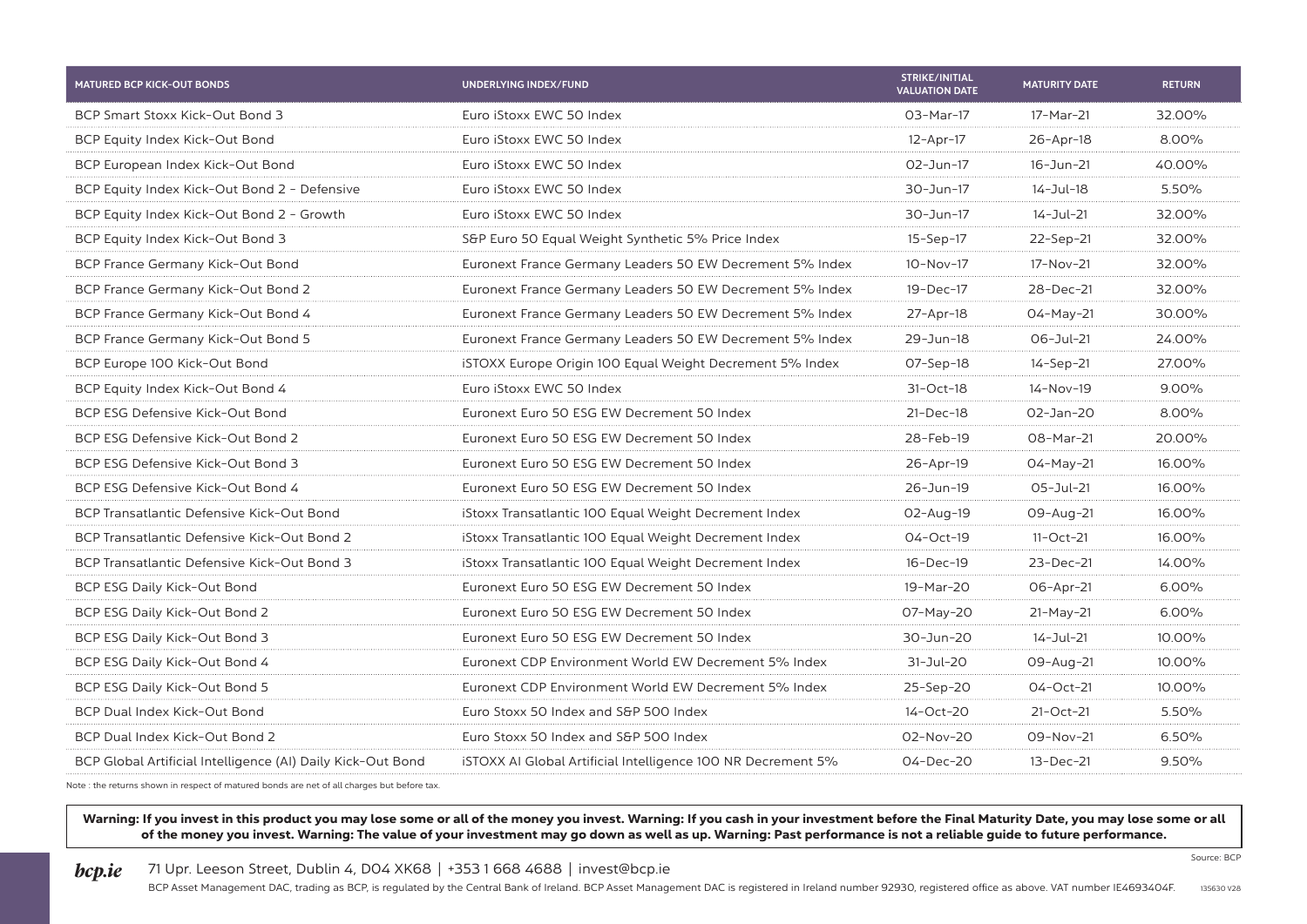| MATURED BCP KICK-OUT BONDS | UNDERLYING INDEX/FUND | STRIKE/INITIAL VALUATION DATE | MATURITY DATE | RETURN |
|---|---|---|---|---|
| BCP Smart Stoxx Kick-Out Bond 3 | Euro iStoxx EWC 50 Index | 03-Mar-17 | 17-Mar-21 | 32.00% |
| BCP Equity Index Kick-Out Bond | Euro iStoxx EWC 50 Index | 12-Apr-17 | 26-Apr-18 | 8.00% |
| BCP European Index Kick-Out Bond | Euro iStoxx EWC 50 Index | 02-Jun-17 | 16-Jun-21 | 40.00% |
| BCP Equity Index Kick-Out Bond 2 - Defensive | Euro iStoxx EWC 50 Index | 30-Jun-17 | 14-Jul-18 | 5.50% |
| BCP Equity Index Kick-Out Bond 2 - Growth | Euro iStoxx EWC 50 Index | 30-Jun-17 | 14-Jul-21 | 32.00% |
| BCP Equity Index Kick-Out Bond 3 | S&P Euro 50 Equal Weight Synthetic 5% Price Index | 15-Sep-17 | 22-Sep-21 | 32.00% |
| BCP France Germany Kick-Out Bond | Euronext France Germany Leaders 50 EW Decrement 5% Index | 10-Nov-17 | 17-Nov-21 | 32.00% |
| BCP France Germany Kick-Out Bond 2 | Euronext France Germany Leaders 50 EW Decrement 5% Index | 19-Dec-17 | 28-Dec-21 | 32.00% |
| BCP France Germany Kick-Out Bond 4 | Euronext France Germany Leaders 50 EW Decrement 5% Index | 27-Apr-18 | 04-May-21 | 30.00% |
| BCP France Germany Kick-Out Bond 5 | Euronext France Germany Leaders 50 EW Decrement 5% Index | 29-Jun-18 | 06-Jul-21 | 24.00% |
| BCP Europe 100 Kick-Out Bond | iSTOXX Europe Origin 100 Equal Weight Decrement 5% Index | 07-Sep-18 | 14-Sep-21 | 27.00% |
| BCP Equity Index Kick-Out Bond 4 | Euro iStoxx EWC 50 Index | 31-Oct-18 | 14-Nov-19 | 9.00% |
| BCP ESG Defensive Kick-Out Bond | Euronext Euro 50 ESG EW Decrement 50 Index | 21-Dec-18 | 02-Jan-20 | 8.00% |
| BCP ESG Defensive Kick-Out Bond 2 | Euronext Euro 50 ESG EW Decrement 50 Index | 28-Feb-19 | 08-Mar-21 | 20.00% |
| BCP ESG Defensive Kick-Out Bond 3 | Euronext Euro 50 ESG EW Decrement 50 Index | 26-Apr-19 | 04-May-21 | 16.00% |
| BCP ESG Defensive Kick-Out Bond 4 | Euronext Euro 50 ESG EW Decrement 50 Index | 26-Jun-19 | 05-Jul-21 | 16.00% |
| BCP Transatlantic Defensive Kick-Out Bond | iStoxx Transatlantic 100 Equal Weight Decrement Index | 02-Aug-19 | 09-Aug-21 | 16.00% |
| BCP Transatlantic Defensive Kick-Out Bond 2 | iStoxx Transatlantic 100 Equal Weight Decrement Index | 04-Oct-19 | 11-Oct-21 | 16.00% |
| BCP Transatlantic Defensive Kick-Out Bond 3 | iStoxx Transatlantic 100 Equal Weight Decrement Index | 16-Dec-19 | 23-Dec-21 | 14.00% |
| BCP ESG Daily Kick-Out Bond | Euronext Euro 50 ESG EW Decrement 50 Index | 19-Mar-20 | 06-Apr-21 | 6.00% |
| BCP ESG Daily Kick-Out Bond 2 | Euronext Euro 50 ESG EW Decrement 50 Index | 07-May-20 | 21-May-21 | 6.00% |
| BCP ESG Daily Kick-Out Bond 3 | Euronext Euro 50 ESG EW Decrement 50 Index | 30-Jun-20 | 14-Jul-21 | 10.00% |
| BCP ESG Daily Kick-Out Bond 4 | Euronext CDP Environment World EW Decrement 5% Index | 31-Jul-20 | 09-Aug-21 | 10.00% |
| BCP ESG Daily Kick-Out Bond 5 | Euronext CDP Environment World EW Decrement 5% Index | 25-Sep-20 | 04-Oct-21 | 10.00% |
| BCP Dual Index Kick-Out Bond | Euro Stoxx 50 Index and S&P 500 Index | 14-Oct-20 | 21-Oct-21 | 5.50% |
| BCP Dual Index Kick-Out Bond 2 | Euro Stoxx 50 Index and S&P 500 Index | 02-Nov-20 | 09-Nov-21 | 6.50% |
| BCP Global Artificial Intelligence (AI) Daily Kick-Out Bond | iSTOXX AI Global Artificial Intelligence 100 NR Decrement 5% | 04-Dec-20 | 13-Dec-21 | 9.50% |

Note : the returns shown in respect of matured bonds are net of all charges but before tax.

**Warning: If you invest in this product you may lose some or all of the money you invest. Warning: If you cash in your investment before the Final Maturity Date, you may lose some or all of the money you invest. Warning: The value of your investment may go down as well as up. Warning: Past performance is not a reliable guide to future performance.**

Source: BCP

*bcp.ie* 71 Upr. Leeson Street, Dublin 4, D04 XK68 | +353 1 668 4688 | invest@bcp.ie

BCP Asset Management DAC, trading as BCP, is regulated by the Central Bank of Ireland. BCP Asset Management DAC is registered in Ireland number 92930, registered office as above. VAT number IE4693404F.

135630 V28